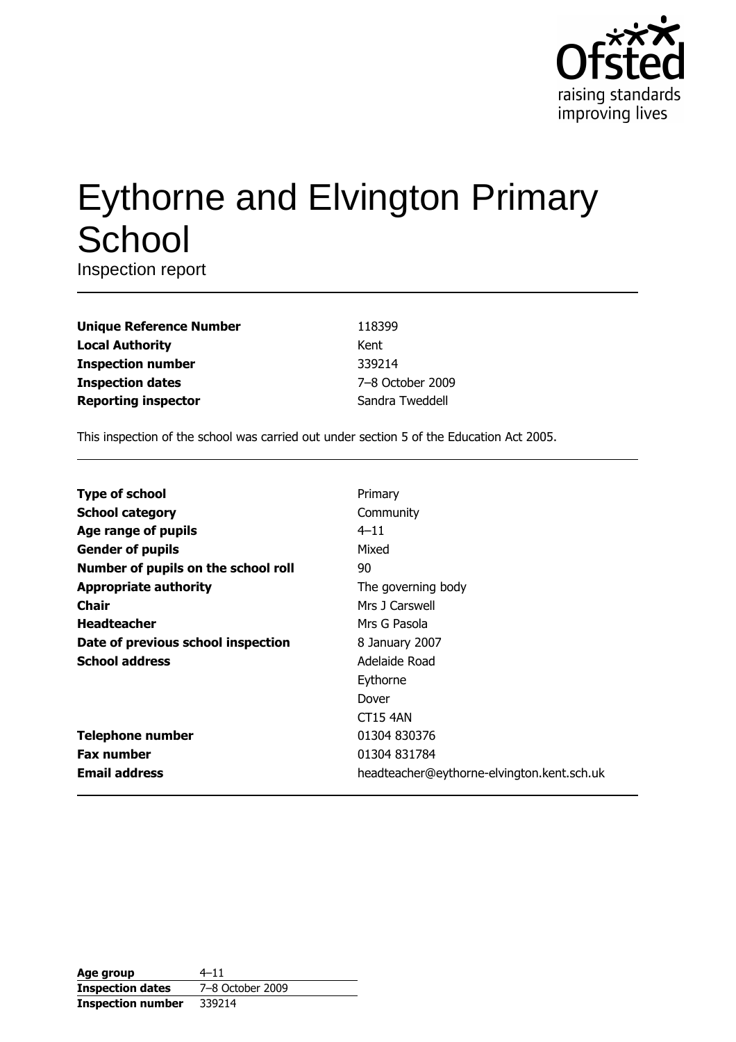# Eythorne and Elvington Primary School

Inspection report

| | |
|---|---|
| **Unique Reference Number** | 118399 |
| **Local Authority** | Kent |
| **Inspection number** | 339214 |
| **Inspection dates** | 7–8 October 2009 |
| **Reporting inspector** | Sandra Tweddell |

This inspection of the school was carried out under section 5 of the Education Act 2005.

| | |
|---|---|
| **Type of school** | Primary |
| **School category** | Community |
| **Age range of pupils** | 4–11 |
| **Gender of pupils** | Mixed |
| **Number of pupils on the school roll** | 90 |
| **Appropriate authority** | The governing body |
| **Chair** | Mrs J Carswell |
| **Headteacher** | Mrs G Pasola |
| **Date of previous school inspection** | 8 January 2007 |
| **School address** | Adelaide Road<br>Eythorne<br>Dover<br>CT15 4AN |
| **Telephone number** | 01304 830376 |
| **Fax number** | 01304 831784 |
| **Email address** | headteacher@eythorne-elvington.kent.sch.uk |

| | |
|---|---|
| **Age group** | 4–11 |
| **Inspection dates** | 7–8 October 2009 |
| **Inspection number** | 339214 |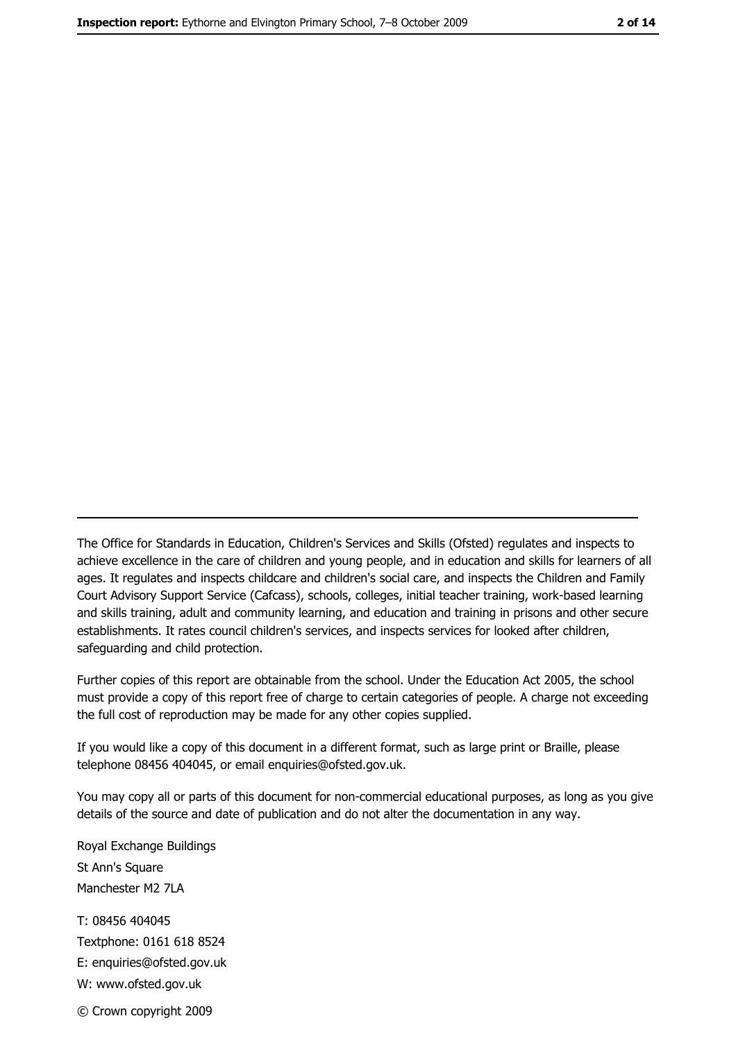The Office for Standards in Education, Children's Services and Skills (Ofsted) regulates and inspects to achieve excellence in the care of children and young people, and in education and skills for learners of all ages. It regulates and inspects childcare and children's social care, and inspects the Children and Family Court Advisory Support Service (Cafcass), schools, colleges, initial teacher training, work-based learning and skills training, adult and community learning, and education and training in prisons and other secure establishments. It rates council children's services, and inspects services for looked after children, safeguarding and child protection.

Further copies of this report are obtainable from the school. Under the Education Act 2005, the school must provide a copy of this report free of charge to certain categories of people. A charge not exceeding the full cost of reproduction may be made for any other copies supplied.

If you would like a copy of this document in a different format, such as large print or Braille, please telephone 08456 404045, or email enquiries@ofsted.gov.uk.

You may copy all or parts of this document for non-commercial educational purposes, as long as you give details of the source and date of publication and do not alter the documentation in any way.

Royal Exchange Buildings
St Ann's Square
Manchester M2 7LA

T: 08456 404045
Textphone: 0161 618 8524
E: enquiries@ofsted.gov.uk
W: www.ofsted.gov.uk

© Crown copyright 2009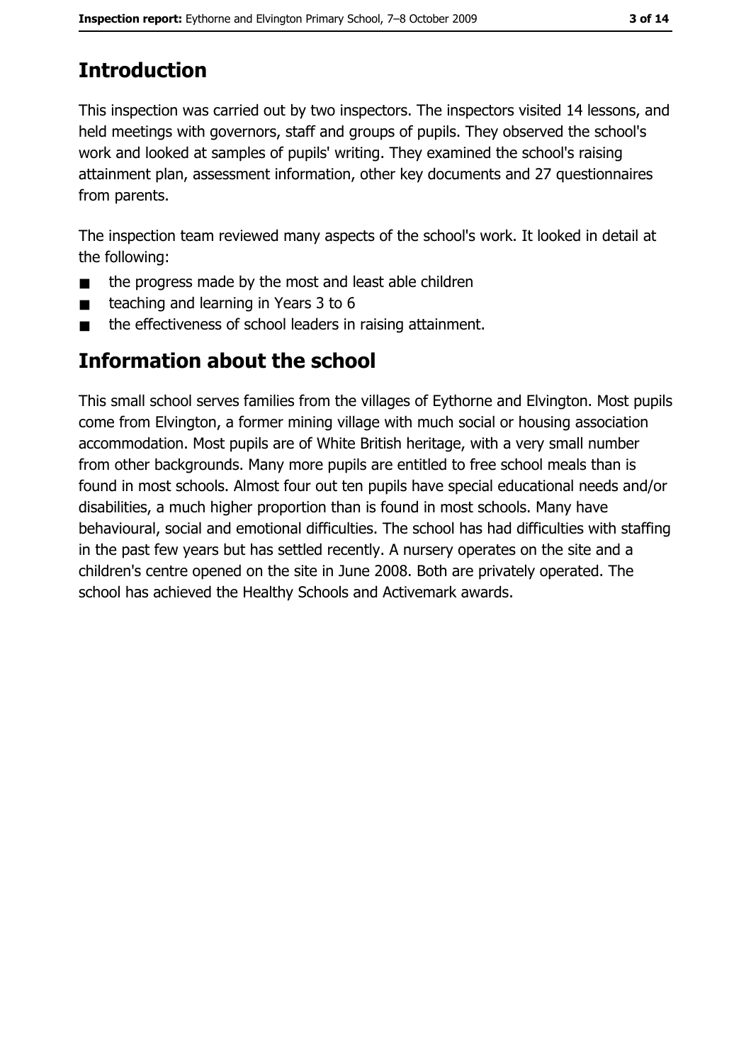## Introduction

This inspection was carried out by two inspectors. The inspectors visited 14 lessons, and held meetings with governors, staff and groups of pupils. They observed the school's work and looked at samples of pupils' writing. They examined the school's raising attainment plan, assessment information, other key documents and 27 questionnaires from parents.

The inspection team reviewed many aspects of the school's work. It looked in detail at the following:

- the progress made by the most and least able children
- teaching and learning in Years 3 to 6
- the effectiveness of school leaders in raising attainment.

## Information about the school

This small school serves families from the villages of Eythorne and Elvington. Most pupils come from Elvington, a former mining village with much social or housing association accommodation. Most pupils are of White British heritage, with a very small number from other backgrounds. Many more pupils are entitled to free school meals than is found in most schools. Almost four out ten pupils have special educational needs and/or disabilities, a much higher proportion than is found in most schools. Many have behavioural, social and emotional difficulties. The school has had difficulties with staffing in the past few years but has settled recently. A nursery operates on the site and a children's centre opened on the site in June 2008. Both are privately operated. The school has achieved the Healthy Schools and Activemark awards.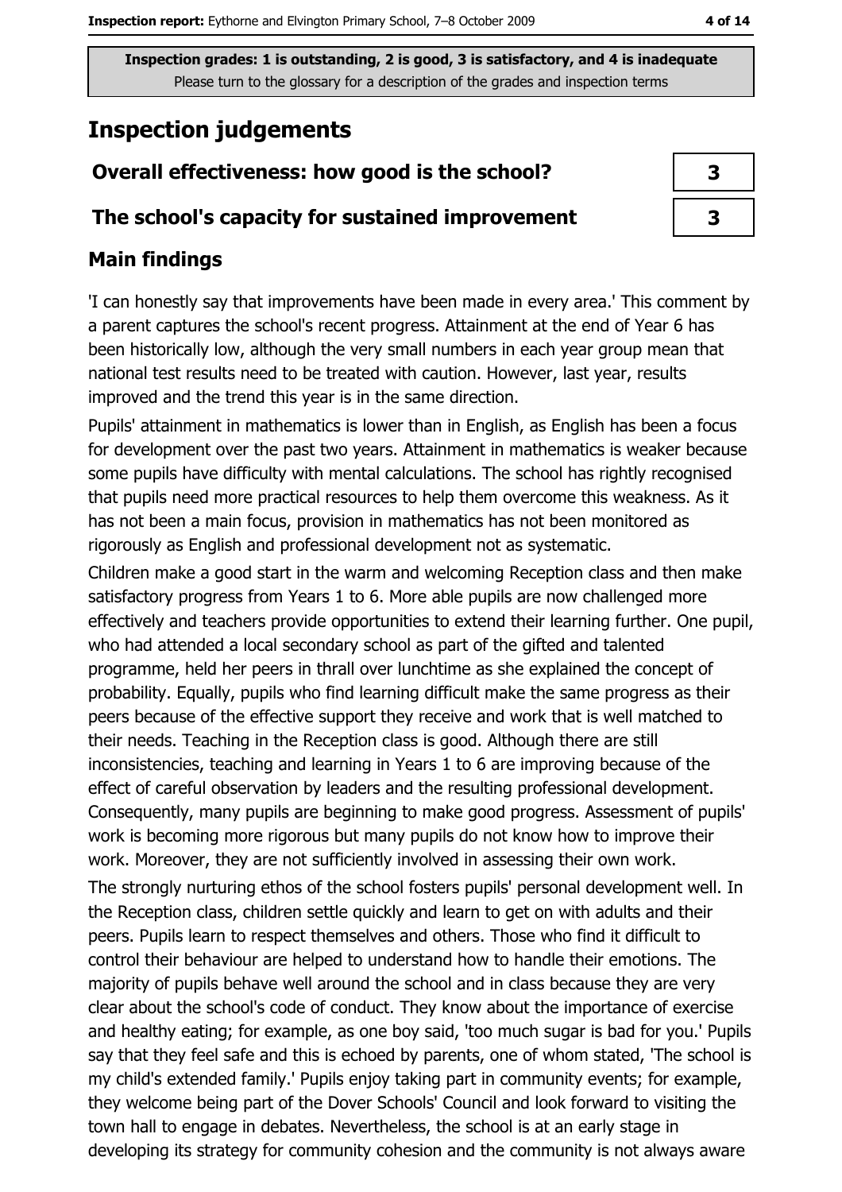**Inspection grades: 1 is outstanding, 2 is good, 3 is satisfactory, and 4 is inadequate**
Please turn to the glossary for a description of the grades and inspection terms

# Inspection judgements

| | |
|---|---|
| **Overall effectiveness: how good is the school?** | **3** |
| **The school's capacity for sustained improvement** | **3** |

## Main findings

'I can honestly say that improvements have been made in every area.' This comment by a parent captures the school's recent progress. Attainment at the end of Year 6 has been historically low, although the very small numbers in each year group mean that national test results need to be treated with caution. However, last year, results improved and the trend this year is in the same direction.

Pupils' attainment in mathematics is lower than in English, as English has been a focus for development over the past two years. Attainment in mathematics is weaker because some pupils have difficulty with mental calculations. The school has rightly recognised that pupils need more practical resources to help them overcome this weakness. As it has not been a main focus, provision in mathematics has not been monitored as rigorously as English and professional development not as systematic.

Children make a good start in the warm and welcoming Reception class and then make satisfactory progress from Years 1 to 6. More able pupils are now challenged more effectively and teachers provide opportunities to extend their learning further. One pupil, who had attended a local secondary school as part of the gifted and talented programme, held her peers in thrall over lunchtime as she explained the concept of probability. Equally, pupils who find learning difficult make the same progress as their peers because of the effective support they receive and work that is well matched to their needs. Teaching in the Reception class is good. Although there are still inconsistencies, teaching and learning in Years 1 to 6 are improving because of the effect of careful observation by leaders and the resulting professional development. Consequently, many pupils are beginning to make good progress. Assessment of pupils' work is becoming more rigorous but many pupils do not know how to improve their work. Moreover, they are not sufficiently involved in assessing their own work.

The strongly nurturing ethos of the school fosters pupils' personal development well. In the Reception class, children settle quickly and learn to get on with adults and their peers. Pupils learn to respect themselves and others. Those who find it difficult to control their behaviour are helped to understand how to handle their emotions. The majority of pupils behave well around the school and in class because they are very clear about the school's code of conduct. They know about the importance of exercise and healthy eating; for example, as one boy said, 'too much sugar is bad for you.' Pupils say that they feel safe and this is echoed by parents, one of whom stated, 'The school is my child's extended family.' Pupils enjoy taking part in community events; for example, they welcome being part of the Dover Schools' Council and look forward to visiting the town hall to engage in debates. Nevertheless, the school is at an early stage in developing its strategy for community cohesion and the community is not always aware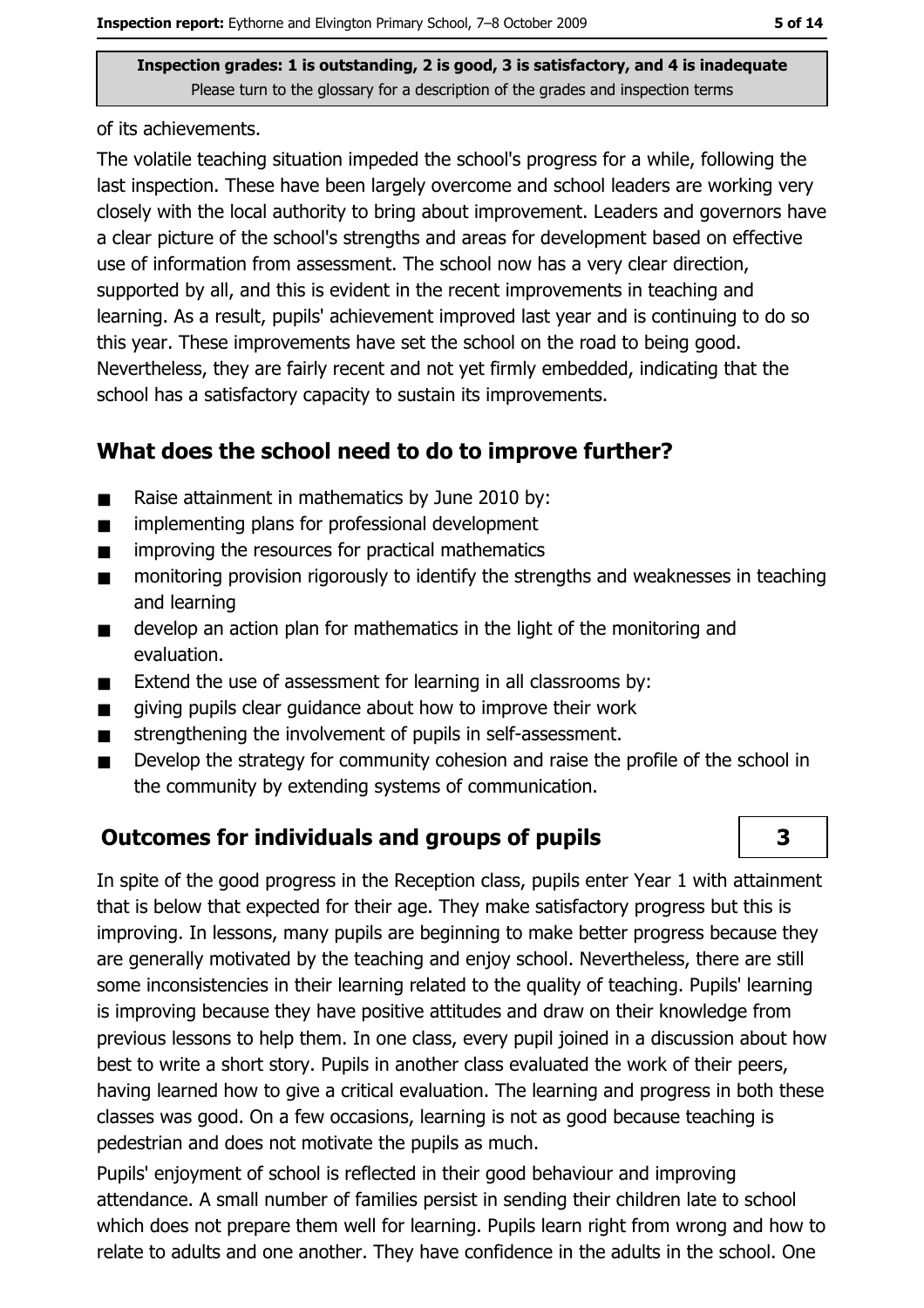of its achievements.

The volatile teaching situation impeded the school's progress for a while, following the last inspection. These have been largely overcome and school leaders are working very closely with the local authority to bring about improvement. Leaders and governors have a clear picture of the school's strengths and areas for development based on effective use of information from assessment. The school now has a very clear direction, supported by all, and this is evident in the recent improvements in teaching and learning. As a result, pupils' achievement improved last year and is continuing to do so this year. These improvements have set the school on the road to being good. Nevertheless, they are fairly recent and not yet firmly embedded, indicating that the school has a satisfactory capacity to sustain its improvements.

## What does the school need to do to improve further?

- Raise attainment in mathematics by June 2010 by:
- implementing plans for professional development
- improving the resources for practical mathematics
- monitoring provision rigorously to identify the strengths and weaknesses in teaching and learning
- develop an action plan for mathematics in the light of the monitoring and evaluation.
- Extend the use of assessment for learning in all classrooms by:
- giving pupils clear guidance about how to improve their work
- strengthening the involvement of pupils in self-assessment.
- Develop the strategy for community cohesion and raise the profile of the school in the community by extending systems of communication.

## Outcomes for individuals and groups of pupils

**3**

In spite of the good progress in the Reception class, pupils enter Year 1 with attainment that is below that expected for their age. They make satisfactory progress but this is improving. In lessons, many pupils are beginning to make better progress because they are generally motivated by the teaching and enjoy school. Nevertheless, there are still some inconsistencies in their learning related to the quality of teaching. Pupils' learning is improving because they have positive attitudes and draw on their knowledge from previous lessons to help them. In one class, every pupil joined in a discussion about how best to write a short story. Pupils in another class evaluated the work of their peers, having learned how to give a critical evaluation. The learning and progress in both these classes was good. On a few occasions, learning is not as good because teaching is pedestrian and does not motivate the pupils as much.

Pupils' enjoyment of school is reflected in their good behaviour and improving attendance. A small number of families persist in sending their children late to school which does not prepare them well for learning. Pupils learn right from wrong and how to relate to adults and one another. They have confidence in the adults in the school. One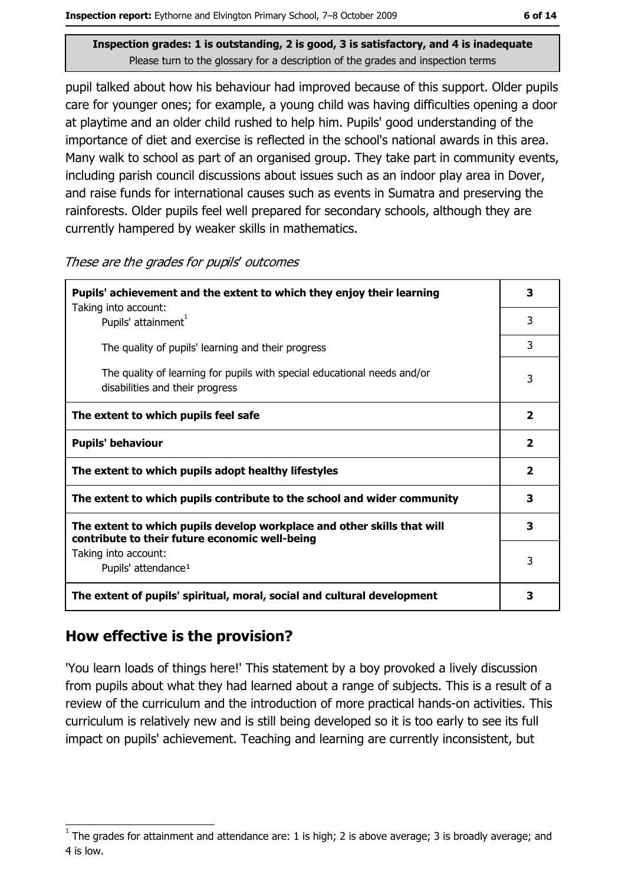Inspection grades: 1 is outstanding, 2 is good, 3 is satisfactory, and 4 is inadequate
Please turn to the glossary for a description of the grades and inspection terms

pupil talked about how his behaviour had improved because of this support. Older pupils care for younger ones; for example, a young child was having difficulties opening a door at playtime and an older child rushed to help him. Pupils' good understanding of the importance of diet and exercise is reflected in the school's national awards in this area. Many walk to school as part of an organised group. They take part in community events, including parish council discussions about issues such as an indoor play area in Dover, and raise funds for international causes such as events in Sumatra and preserving the rainforests. Older pupils feel well prepared for secondary schools, although they are currently hampered by weaker skills in mathematics.

*These are the grades for pupils' outcomes*

| | |
|---|---|
| **Pupils' achievement and the extent to which they enjoy their learning** | **3** |
| Taking into account: Pupils' attainment[1] | 3 |
| The quality of pupils' learning and their progress | 3 |
| The quality of learning for pupils with special educational needs and/or disabilities and their progress | 3 |
| **The extent to which pupils feel safe** | **2** |
| **Pupils' behaviour** | **2** |
| **The extent to which pupils adopt healthy lifestyles** | **2** |
| **The extent to which pupils contribute to the school and wider community** | **3** |
| **The extent to which pupils develop workplace and other skills that will contribute to their future economic well-being** | **3** |
| Taking into account: Pupils' attendance[1] | 3 |
| **The extent of pupils' spiritual, moral, social and cultural development** | **3** |

## How effective is the provision?

'You learn loads of things here!' This statement by a boy provoked a lively discussion from pupils about what they had learned about a range of subjects. This is a result of a review of the curriculum and the introduction of more practical hands-on activities. This curriculum is relatively new and is still being developed so it is too early to see its full impact on pupils' achievement. Teaching and learning are currently inconsistent, but

[1] The grades for attainment and attendance are: 1 is high; 2 is above average; 3 is broadly average; and 4 is low.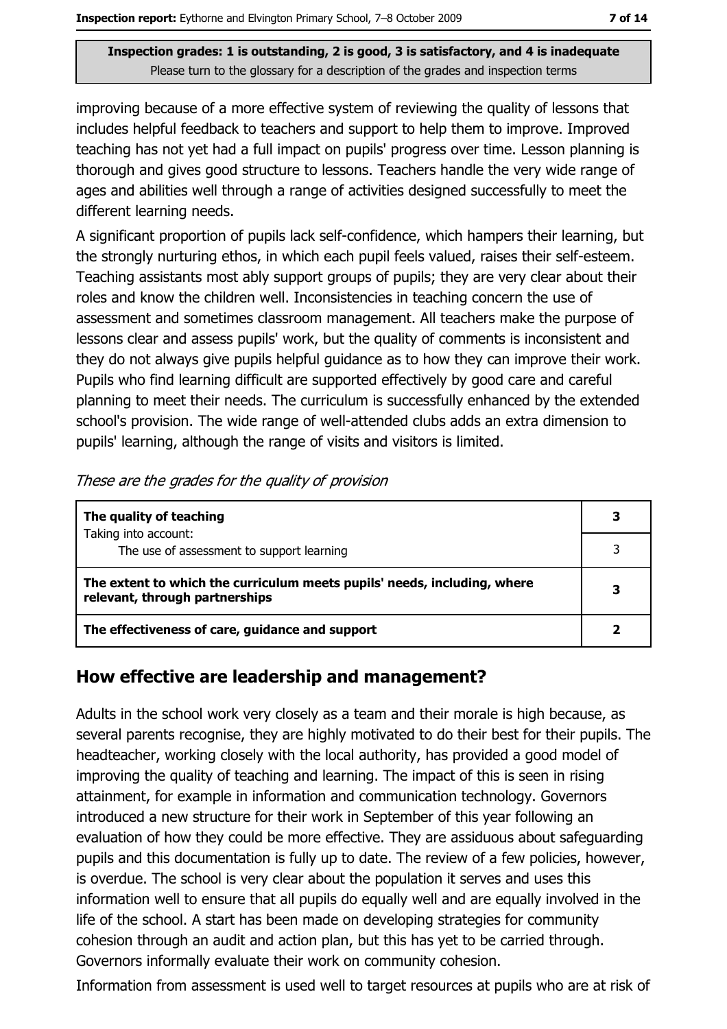**Inspection grades: 1 is outstanding, 2 is good, 3 is satisfactory, and 4 is inadequate**
Please turn to the glossary for a description of the grades and inspection terms

improving because of a more effective system of reviewing the quality of lessons that includes helpful feedback to teachers and support to help them to improve. Improved teaching has not yet had a full impact on pupils' progress over time. Lesson planning is thorough and gives good structure to lessons. Teachers handle the very wide range of ages and abilities well through a range of activities designed successfully to meet the different learning needs.

A significant proportion of pupils lack self-confidence, which hampers their learning, but the strongly nurturing ethos, in which each pupil feels valued, raises their self-esteem. Teaching assistants most ably support groups of pupils; they are very clear about their roles and know the children well. Inconsistencies in teaching concern the use of assessment and sometimes classroom management. All teachers make the purpose of lessons clear and assess pupils' work, but the quality of comments is inconsistent and they do not always give pupils helpful guidance as to how they can improve their work. Pupils who find learning difficult are supported effectively by good care and careful planning to meet their needs. The curriculum is successfully enhanced by the extended school's provision. The wide range of well-attended clubs adds an extra dimension to pupils' learning, although the range of visits and visitors is limited.

*These are the grades for the quality of provision*

| | |
|---|---|
| **The quality of teaching** | **3** |
| Taking into account: The use of assessment to support learning | 3 |
| **The extent to which the curriculum meets pupils' needs, including, where relevant, through partnerships** | **3** |
| **The effectiveness of care, guidance and support** | **2** |

## How effective are leadership and management?

Adults in the school work very closely as a team and their morale is high because, as several parents recognise, they are highly motivated to do their best for their pupils. The headteacher, working closely with the local authority, has provided a good model of improving the quality of teaching and learning. The impact of this is seen in rising attainment, for example in information and communication technology. Governors introduced a new structure for their work in September of this year following an evaluation of how they could be more effective. They are assiduous about safeguarding pupils and this documentation is fully up to date. The review of a few policies, however, is overdue. The school is very clear about the population it serves and uses this information well to ensure that all pupils do equally well and are equally involved in the life of the school. A start has been made on developing strategies for community cohesion through an audit and action plan, but this has yet to be carried through. Governors informally evaluate their work on community cohesion.

Information from assessment is used well to target resources at pupils who are at risk of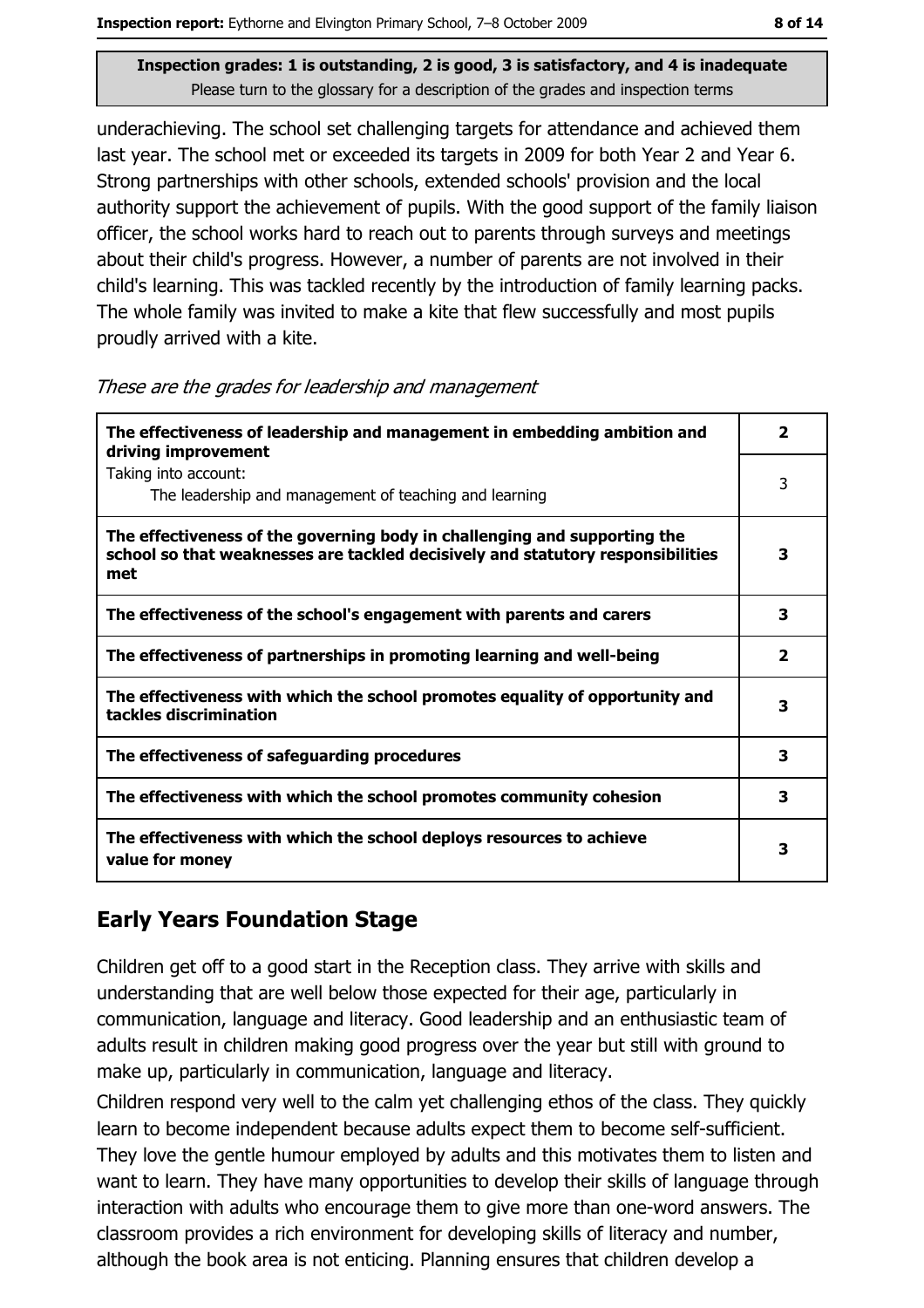Inspection grades: 1 is outstanding, 2 is good, 3 is satisfactory, and 4 is inadequate
Please turn to the glossary for a description of the grades and inspection terms

underachieving. The school set challenging targets for attendance and achieved them last year. The school met or exceeded its targets in 2009 for both Year 2 and Year 6. Strong partnerships with other schools, extended schools' provision and the local authority support the achievement of pupils. With the good support of the family liaison officer, the school works hard to reach out to parents through surveys and meetings about their child's progress. However, a number of parents are not involved in their child's learning. This was tackled recently by the introduction of family learning packs. The whole family was invited to make a kite that flew successfully and most pupils proudly arrived with a kite.

*These are the grades for leadership and management*

| | |
|---|---|
| **The effectiveness of leadership and management in embedding ambition and driving improvement** | **2** |
| Taking into account: The leadership and management of teaching and learning | 3 |
| **The effectiveness of the governing body in challenging and supporting the school so that weaknesses are tackled decisively and statutory responsibilities met** | **3** |
| **The effectiveness of the school's engagement with parents and carers** | **3** |
| **The effectiveness of partnerships in promoting learning and well-being** | **2** |
| **The effectiveness with which the school promotes equality of opportunity and tackles discrimination** | **3** |
| **The effectiveness of safeguarding procedures** | **3** |
| **The effectiveness with which the school promotes community cohesion** | **3** |
| **The effectiveness with which the school deploys resources to achieve value for money** | **3** |

## Early Years Foundation Stage

Children get off to a good start in the Reception class. They arrive with skills and understanding that are well below those expected for their age, particularly in communication, language and literacy. Good leadership and an enthusiastic team of adults result in children making good progress over the year but still with ground to make up, particularly in communication, language and literacy.

Children respond very well to the calm yet challenging ethos of the class. They quickly learn to become independent because adults expect them to become self-sufficient. They love the gentle humour employed by adults and this motivates them to listen and want to learn. They have many opportunities to develop their skills of language through interaction with adults who encourage them to give more than one-word answers. The classroom provides a rich environment for developing skills of literacy and number, although the book area is not enticing. Planning ensures that children develop a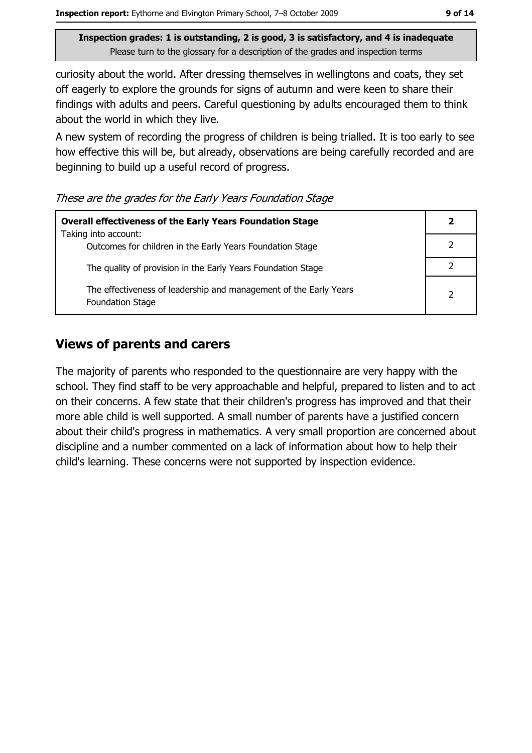curiosity about the world. After dressing themselves in wellingtons and coats, they set off eagerly to explore the grounds for signs of autumn and were keen to share their findings with adults and peers. Careful questioning by adults encouraged them to think about the world in which they live.

A new system of recording the progress of children is being trialled. It is too early to see how effective this will be, but already, observations are being carefully recorded and are beginning to build up a useful record of progress.

*These are the grades for the Early Years Foundation Stage*

| **Overall effectiveness of the Early Years Foundation Stage**<br>Taking into account: | **2** |
|---|---|
| Outcomes for children in the Early Years Foundation Stage | 2 |
| The quality of provision in the Early Years Foundation Stage | 2 |
| The effectiveness of leadership and management of the Early Years Foundation Stage | 2 |

## Views of parents and carers

The majority of parents who responded to the questionnaire are very happy with the school. They find staff to be very approachable and helpful, prepared to listen and to act on their concerns. A few state that their children's progress has improved and that their more able child is well supported. A small number of parents have a justified concern about their child's progress in mathematics. A very small proportion are concerned about discipline and a number commented on a lack of information about how to help their child's learning. These concerns were not supported by inspection evidence.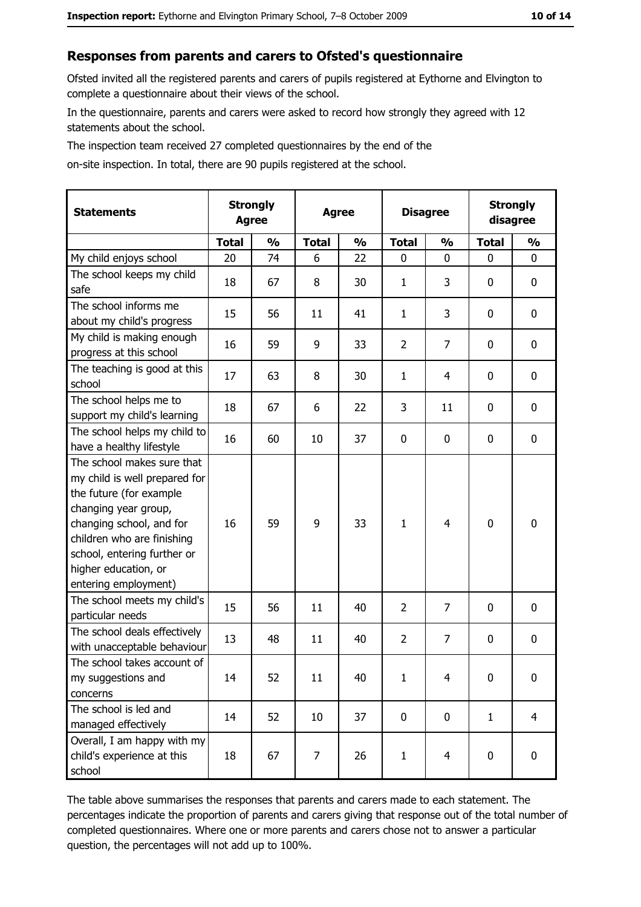## Responses from parents and carers to Ofsted's questionnaire

Ofsted invited all the registered parents and carers of pupils registered at Eythorne and Elvington to complete a questionnaire about their views of the school.

In the questionnaire, parents and carers were asked to record how strongly they agreed with 12 statements about the school.

The inspection team received 27 completed questionnaires by the end of the on-site inspection. In total, there are 90 pupils registered at the school.

| Statements | Strongly Agree | | Agree | | Disagree | | Strongly disagree | |
|---|---|---|---|---|---|---|---|---|
| | Total | % | Total | % | Total | % | Total | % |
| My child enjoys school | 20 | 74 | 6 | 22 | 0 | 0 | 0 | 0 |
| The school keeps my child safe | 18 | 67 | 8 | 30 | 1 | 3 | 0 | 0 |
| The school informs me about my child's progress | 15 | 56 | 11 | 41 | 1 | 3 | 0 | 0 |
| My child is making enough progress at this school | 16 | 59 | 9 | 33 | 2 | 7 | 0 | 0 |
| The teaching is good at this school | 17 | 63 | 8 | 30 | 1 | 4 | 0 | 0 |
| The school helps me to support my child's learning | 18 | 67 | 6 | 22 | 3 | 11 | 0 | 0 |
| The school helps my child to have a healthy lifestyle | 16 | 60 | 10 | 37 | 0 | 0 | 0 | 0 |
| The school makes sure that my child is well prepared for the future (for example changing year group, changing school, and for children who are finishing school, entering further or higher education, or entering employment) | 16 | 59 | 9 | 33 | 1 | 4 | 0 | 0 |
| The school meets my child's particular needs | 15 | 56 | 11 | 40 | 2 | 7 | 0 | 0 |
| The school deals effectively with unacceptable behaviour | 13 | 48 | 11 | 40 | 2 | 7 | 0 | 0 |
| The school takes account of my suggestions and concerns | 14 | 52 | 11 | 40 | 1 | 4 | 0 | 0 |
| The school is led and managed effectively | 14 | 52 | 10 | 37 | 0 | 0 | 1 | 4 |
| Overall, I am happy with my child's experience at this school | 18 | 67 | 7 | 26 | 1 | 4 | 0 | 0 |

The table above summarises the responses that parents and carers made to each statement. The percentages indicate the proportion of parents and carers giving that response out of the total number of completed questionnaires. Where one or more parents and carers chose not to answer a particular question, the percentages will not add up to 100%.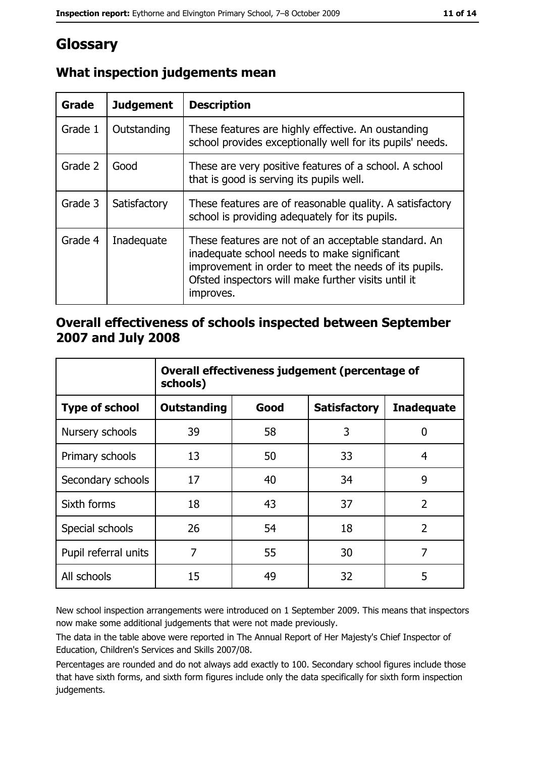# Glossary

## What inspection judgements mean

| Grade | Judgement | Description |
|---|---|---|
| Grade 1 | Outstanding | These features are highly effective. An oustanding school provides exceptionally well for its pupils' needs. |
| Grade 2 | Good | These are very positive features of a school. A school that is good is serving its pupils well. |
| Grade 3 | Satisfactory | These features are of reasonable quality. A satisfactory school is providing adequately for its pupils. |
| Grade 4 | Inadequate | These features are not of an acceptable standard. An inadequate school needs to make significant improvement in order to meet the needs of its pupils. Ofsted inspectors will make further visits until it improves. |

## Overall effectiveness of schools inspected between September 2007 and July 2008

| | Overall effectiveness judgement (percentage of schools) | | | |
|---|---|---|---|---|
| **Type of school** | **Outstanding** | **Good** | **Satisfactory** | **Inadequate** |
| Nursery schools | 39 | 58 | 3 | 0 |
| Primary schools | 13 | 50 | 33 | 4 |
| Secondary schools | 17 | 40 | 34 | 9 |
| Sixth forms | 18 | 43 | 37 | 2 |
| Special schools | 26 | 54 | 18 | 2 |
| Pupil referral units | 7 | 55 | 30 | 7 |
| All schools | 15 | 49 | 32 | 5 |

New school inspection arrangements were introduced on 1 September 2009. This means that inspectors now make some additional judgements that were not made previously.

The data in the table above were reported in The Annual Report of Her Majesty's Chief Inspector of Education, Children's Services and Skills 2007/08.

Percentages are rounded and do not always add exactly to 100. Secondary school figures include those that have sixth forms, and sixth form figures include only the data specifically for sixth form inspection judgements.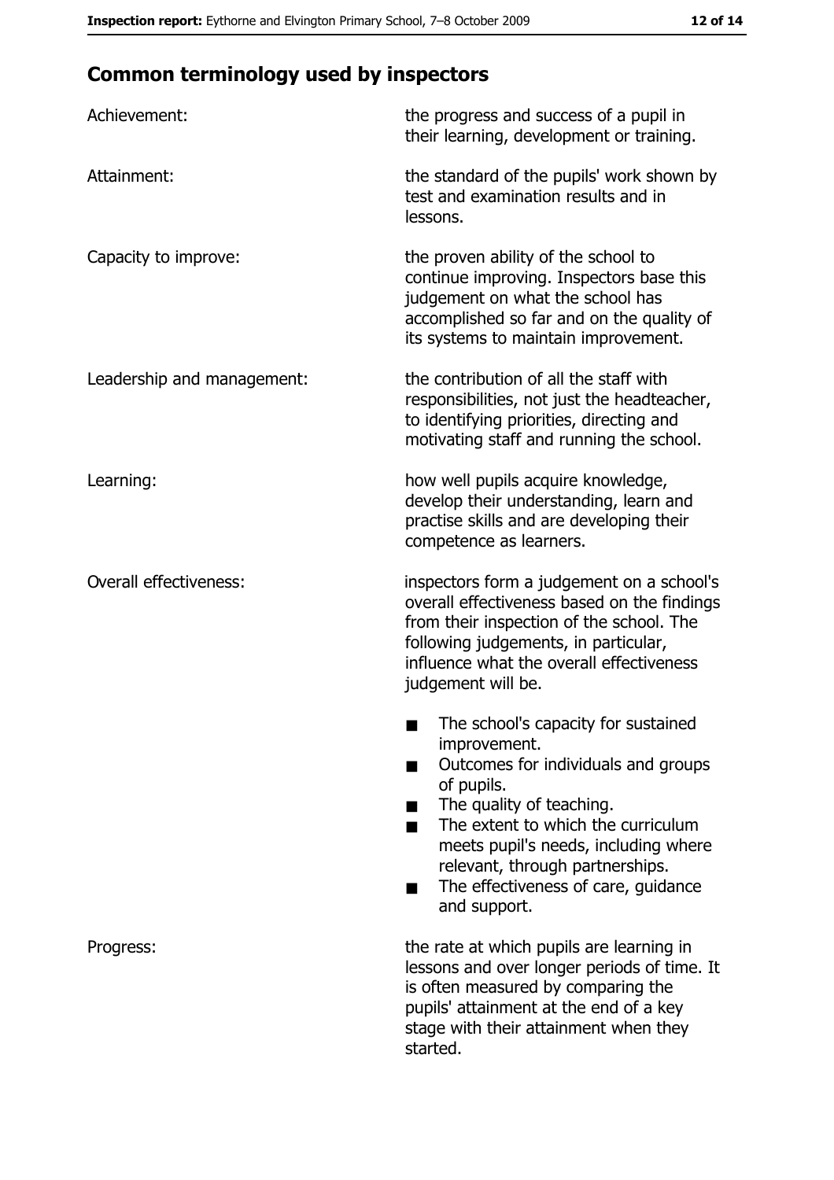## Common terminology used by inspectors

| | |
|---|---|
| Achievement: | the progress and success of a pupil in their learning, development or training. |
| Attainment: | the standard of the pupils' work shown by test and examination results and in lessons. |
| Capacity to improve: | the proven ability of the school to continue improving. Inspectors base this judgement on what the school has accomplished so far and on the quality of its systems to maintain improvement. |
| Leadership and management: | the contribution of all the staff with responsibilities, not just the headteacher, to identifying priorities, directing and motivating staff and running the school. |
| Learning: | how well pupils acquire knowledge, develop their understanding, learn and practise skills and are developing their competence as learners. |
| Overall effectiveness: | inspectors form a judgement on a school's overall effectiveness based on the findings from their inspection of the school. The following judgements, in particular, influence what the overall effectiveness judgement will be.<br>■ The school's capacity for sustained improvement.<br>■ Outcomes for individuals and groups of pupils.<br>■ The quality of teaching.<br>■ The extent to which the curriculum meets pupil's needs, including where relevant, through partnerships.<br>■ The effectiveness of care, guidance and support. |
| Progress: | the rate at which pupils are learning in lessons and over longer periods of time. It is often measured by comparing the pupils' attainment at the end of a key stage with their attainment when they started. |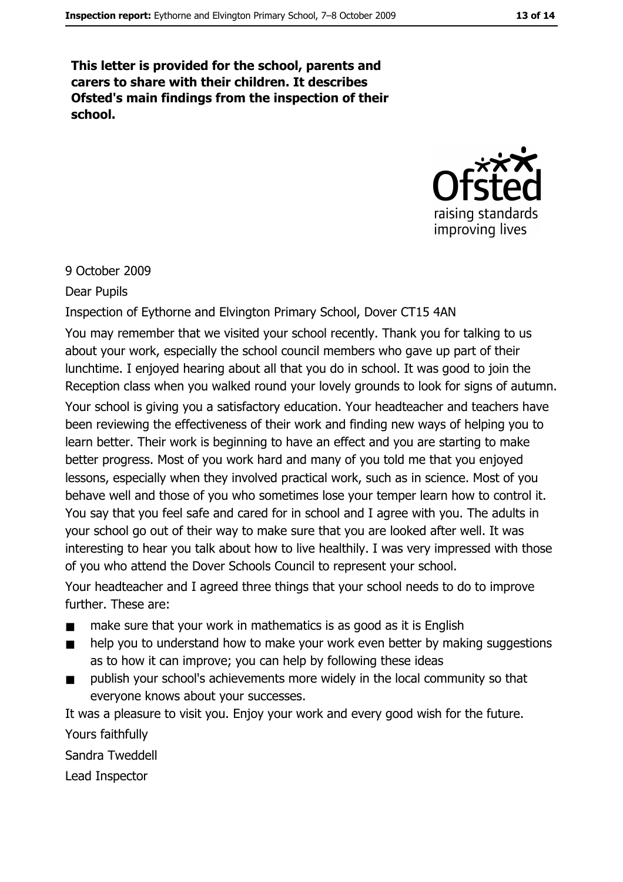**This letter is provided for the school, parents and carers to share with their children. It describes Ofsted's main findings from the inspection of their school.**

9 October 2009

Dear Pupils

Inspection of Eythorne and Elvington Primary School, Dover CT15 4AN

You may remember that we visited your school recently. Thank you for talking to us about your work, especially the school council members who gave up part of their lunchtime. I enjoyed hearing about all that you do in school. It was good to join the Reception class when you walked round your lovely grounds to look for signs of autumn.

Your school is giving you a satisfactory education. Your headteacher and teachers have been reviewing the effectiveness of their work and finding new ways of helping you to learn better. Their work is beginning to have an effect and you are starting to make better progress. Most of you work hard and many of you told me that you enjoyed lessons, especially when they involved practical work, such as in science. Most of you behave well and those of you who sometimes lose your temper learn how to control it. You say that you feel safe and cared for in school and I agree with you. The adults in your school go out of their way to make sure that you are looked after well. It was interesting to hear you talk about how to live healthily. I was very impressed with those of you who attend the Dover Schools Council to represent your school.

Your headteacher and I agreed three things that your school needs to do to improve further. These are:

- make sure that your work in mathematics is as good as it is English
- help you to understand how to make your work even better by making suggestions as to how it can improve; you can help by following these ideas
- publish your school's achievements more widely in the local community so that everyone knows about your successes.

It was a pleasure to visit you. Enjoy your work and every good wish for the future.

Yours faithfully

Sandra Tweddell

Lead Inspector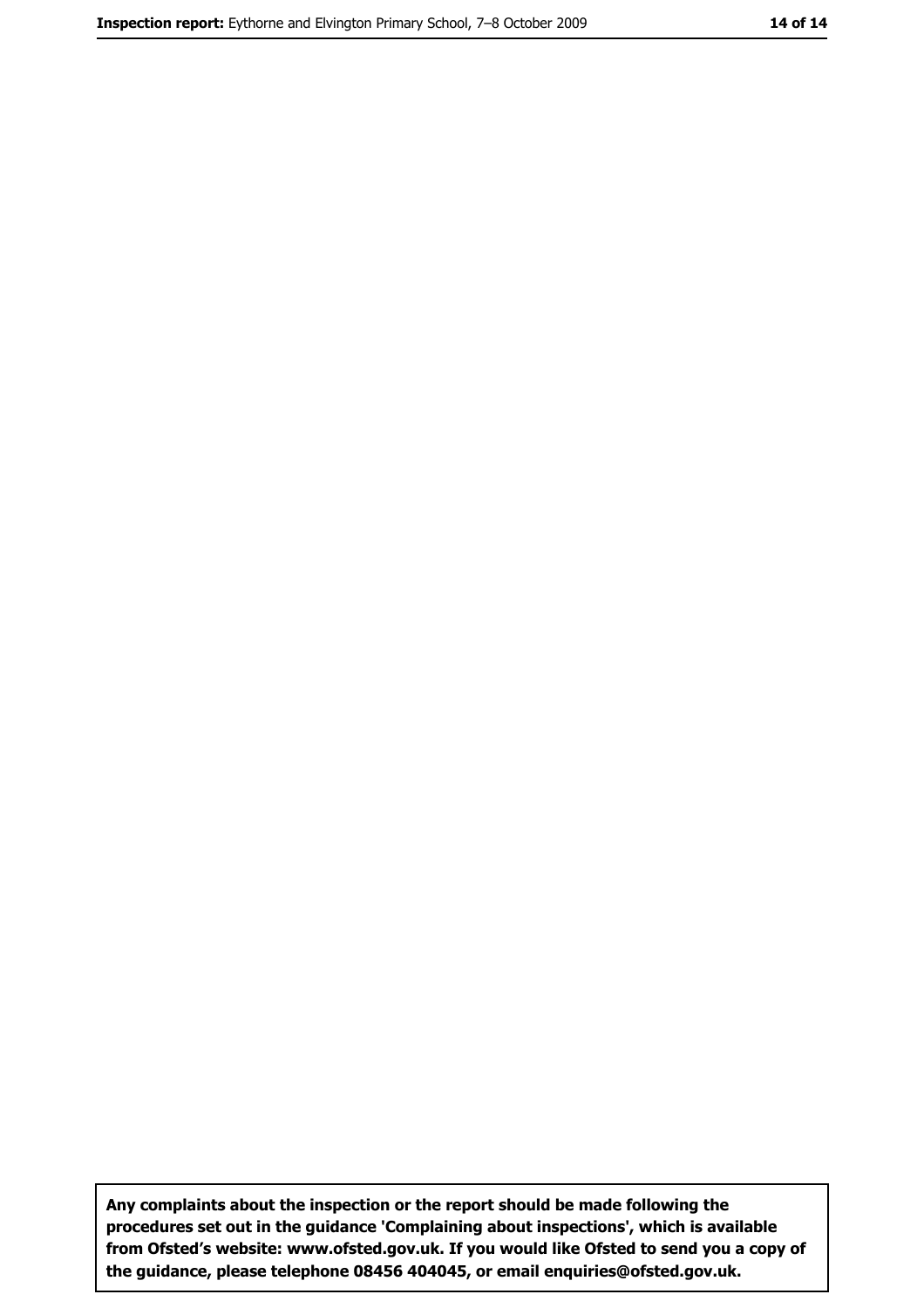**Any complaints about the inspection or the report should be made following the procedures set out in the guidance 'Complaining about inspections', which is available from Ofsted's website: www.ofsted.gov.uk. If you would like Ofsted to send you a copy of the guidance, please telephone 08456 404045, or email enquiries@ofsted.gov.uk.**